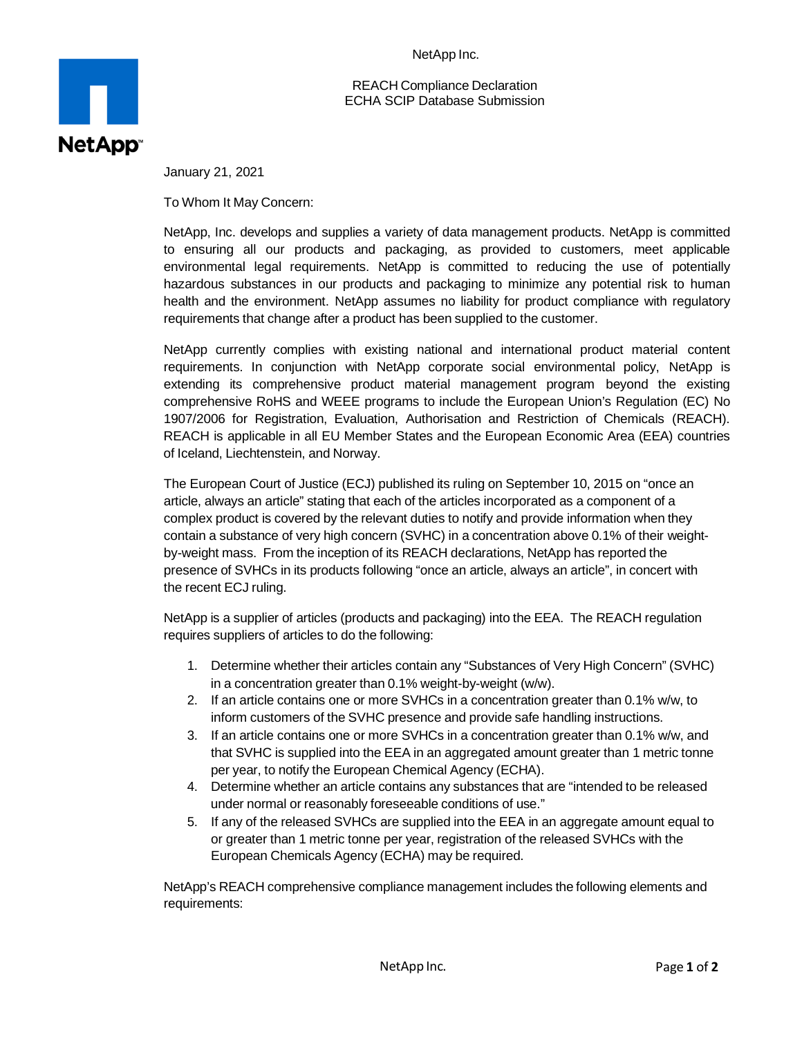NetApp Inc.

REACH Compliance Declaration
ECHA SCIP Database Submission

January 21, 2021

To Whom It May Concern:

NetApp, Inc. develops and supplies a variety of data management products. NetApp is committed to ensuring all our products and packaging, as provided to customers, meet applicable environmental legal requirements. NetApp is committed to reducing the use of potentially hazardous substances in our products and packaging to minimize any potential risk to human health and the environment. NetApp assumes no liability for product compliance with regulatory requirements that change after a product has been supplied to the customer.

NetApp currently complies with existing national and international product material content requirements. In conjunction with NetApp corporate social environmental policy, NetApp is extending its comprehensive product material management program beyond the existing comprehensive RoHS and WEEE programs to include the European Union's Regulation (EC) No 1907/2006 for Registration, Evaluation, Authorisation and Restriction of Chemicals (REACH). REACH is applicable in all EU Member States and the European Economic Area (EEA) countries of Iceland, Liechtenstein, and Norway.

The European Court of Justice (ECJ) published its ruling on September 10, 2015 on "once an article, always an article" stating that each of the articles incorporated as a component of a complex product is covered by the relevant duties to notify and provide information when they contain a substance of very high concern (SVHC) in a concentration above 0.1% of their weight-by-weight mass. From the inception of its REACH declarations, NetApp has reported the presence of SVHCs in its products following "once an article, always an article", in concert with the recent ECJ ruling.

NetApp is a supplier of articles (products and packaging) into the EEA. The REACH regulation requires suppliers of articles to do the following:

1. Determine whether their articles contain any "Substances of Very High Concern" (SVHC) in a concentration greater than 0.1% weight-by-weight (w/w).
2. If an article contains one or more SVHCs in a concentration greater than 0.1% w/w, to inform customers of the SVHC presence and provide safe handling instructions.
3. If an article contains one or more SVHCs in a concentration greater than 0.1% w/w, and that SVHC is supplied into the EEA in an aggregated amount greater than 1 metric tonne per year, to notify the European Chemical Agency (ECHA).
4. Determine whether an article contains any substances that are "intended to be released under normal or reasonably foreseeable conditions of use."
5. If any of the released SVHCs are supplied into the EEA in an aggregate amount equal to or greater than 1 metric tonne per year, registration of the released SVHCs with the European Chemicals Agency (ECHA) may be required.

NetApp's REACH comprehensive compliance management includes the following elements and requirements: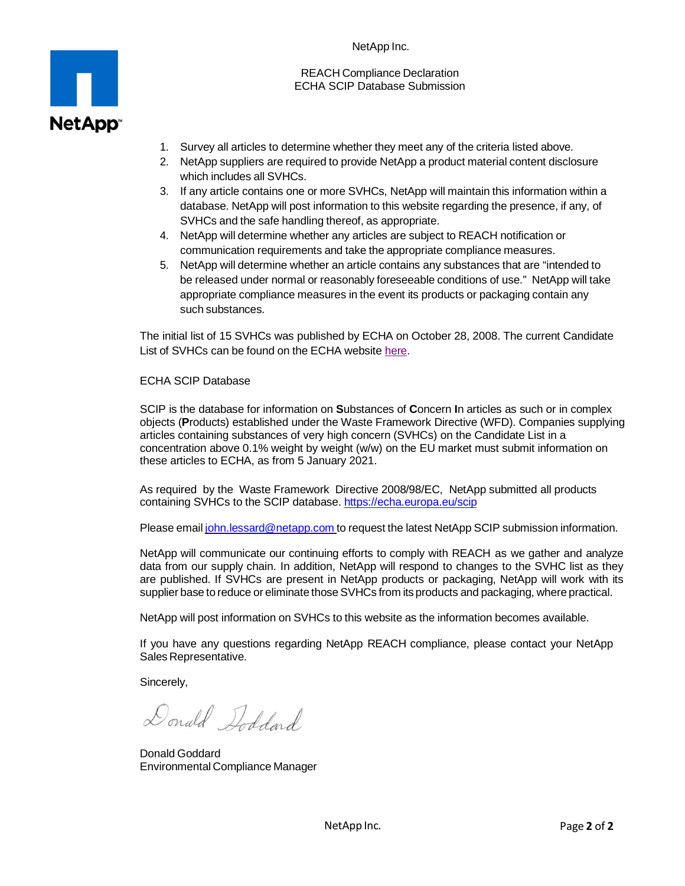NetApp Inc.

REACH Compliance Declaration
ECHA SCIP Database Submission

1. Survey all articles to determine whether they meet any of the criteria listed above.
2. NetApp suppliers are required to provide NetApp a product material content disclosure which includes all SVHCs.
3. If any article contains one or more SVHCs, NetApp will maintain this information within a database. NetApp will post information to this website regarding the presence, if any, of SVHCs and the safe handling thereof, as appropriate.
4. NetApp will determine whether any articles are subject to REACH notification or communication requirements and take the appropriate compliance measures.
5. NetApp will determine whether an article contains any substances that are "intended to be released under normal or reasonably foreseeable conditions of use." NetApp will take appropriate compliance measures in the event its products or packaging contain any such substances.

The initial list of 15 SVHCs was published by ECHA on October 28, 2008. The current Candidate List of SVHCs can be found on the ECHA website here.

ECHA SCIP Database

SCIP is the database for information on **S**ubstances of **C**oncern **I**n articles as such or in complex objects (**P**roducts) established under the Waste Framework Directive (WFD). Companies supplying articles containing substances of very high concern (SVHCs) on the Candidate List in a concentration above 0.1% weight by weight (w/w) on the EU market must submit information on these articles to ECHA, as from 5 January 2021.

As required by the Waste Framework Directive 2008/98/EC, NetApp submitted all products containing SVHCs to the SCIP database. https://echa.europa.eu/scip

Please email john.lessard@netapp.com to request the latest NetApp SCIP submission information.

NetApp will communicate our continuing efforts to comply with REACH as we gather and analyze data from our supply chain. In addition, NetApp will respond to changes to the SVHC list as they are published. If SVHCs are present in NetApp products or packaging, NetApp will work with its supplier base to reduce or eliminate those SVHCs from its products and packaging, where practical.

NetApp will post information on SVHCs to this website as the information becomes available.

If you have any questions regarding NetApp REACH compliance, please contact your NetApp Sales Representative.

Sincerely,

Donald Goddard

Donald Goddard
Environmental Compliance Manager